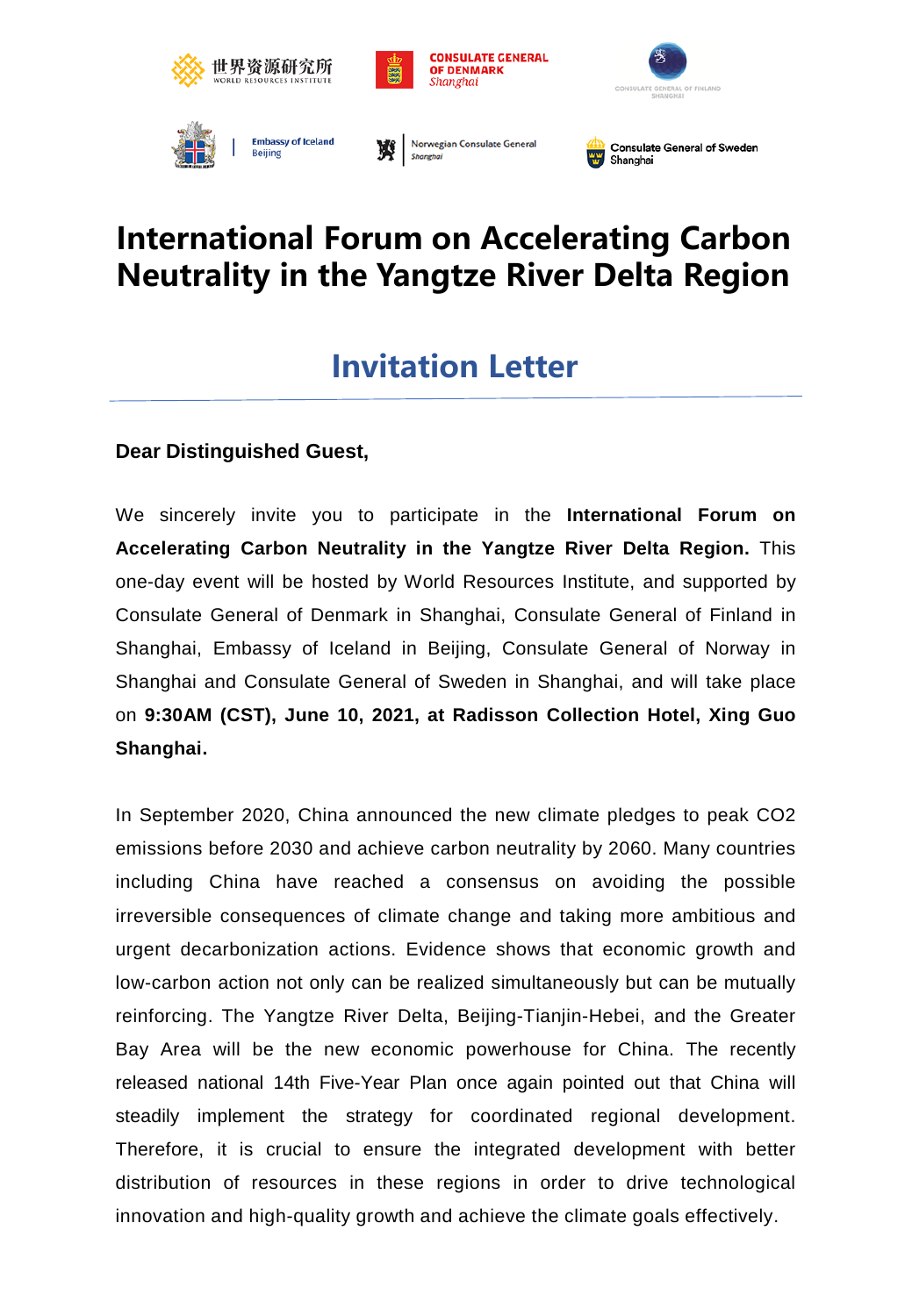世界资源研究所 WORLD RESOURCES INSTITUTE

CONSULATE GENERAL OF DENMARK *Shanghai*

CONSULATE GENERAL OF FINLAND SHANGHAI

Embassy of Iceland Beijing

Norwegian Consulate General *Shanghai*

Consulate General of Sweden Shanghai

# International Forum on Accelerating Carbon Neutrality in the Yangtze River Delta Region

## Invitation Letter

---

**Dear Distinguished Guest,**

We sincerely invite you to participate in the **International Forum on Accelerating Carbon Neutrality in the Yangtze River Delta Region.** This one-day event will be hosted by World Resources Institute, and supported by Consulate General of Denmark in Shanghai, Consulate General of Finland in Shanghai, Embassy of Iceland in Beijing, Consulate General of Norway in Shanghai and Consulate General of Sweden in Shanghai, and will take place on **9:30AM (CST), June 10, 2021, at Radisson Collection Hotel, Xing Guo Shanghai.**

In September 2020, China announced the new climate pledges to peak CO2 emissions before 2030 and achieve carbon neutrality by 2060. Many countries including China have reached a consensus on avoiding the possible irreversible consequences of climate change and taking more ambitious and urgent decarbonization actions. Evidence shows that economic growth and low-carbon action not only can be realized simultaneously but can be mutually reinforcing. The Yangtze River Delta, Beijing-Tianjin-Hebei, and the Greater Bay Area will be the new economic powerhouse for China. The recently released national 14th Five-Year Plan once again pointed out that China will steadily implement the strategy for coordinated regional development. Therefore, it is crucial to ensure the integrated development with better distribution of resources in these regions in order to drive technological innovation and high-quality growth and achieve the climate goals effectively.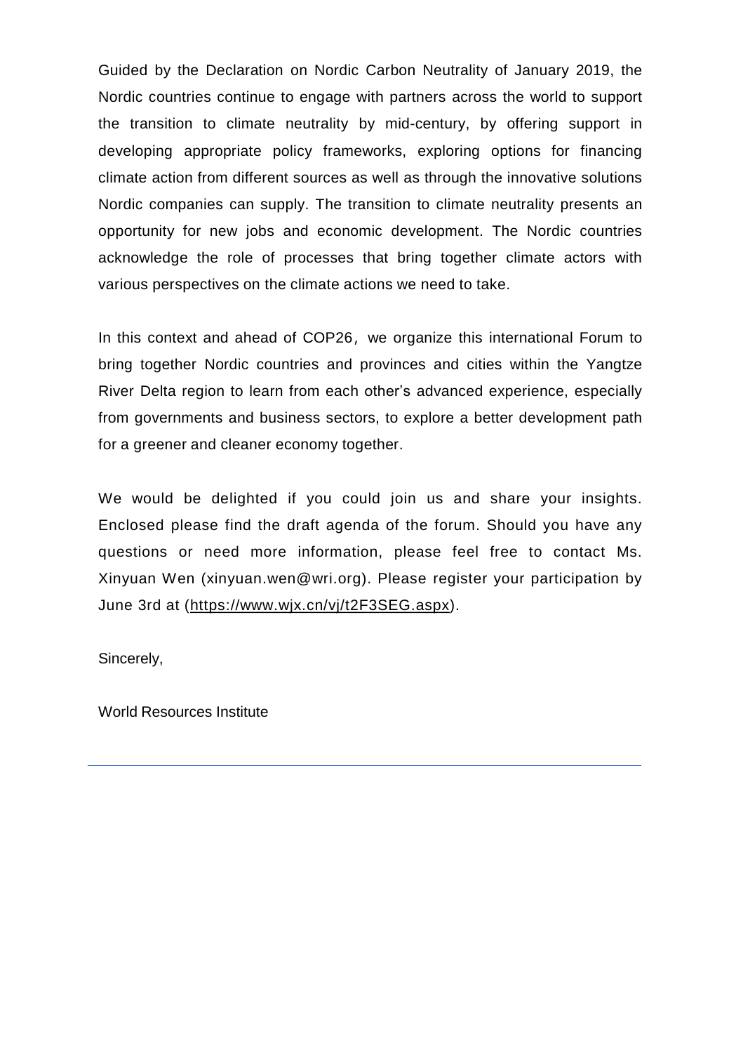Guided by the Declaration on Nordic Carbon Neutrality of January 2019, the Nordic countries continue to engage with partners across the world to support the transition to climate neutrality by mid-century, by offering support in developing appropriate policy frameworks, exploring options for financing climate action from different sources as well as through the innovative solutions Nordic companies can supply. The transition to climate neutrality presents an opportunity for new jobs and economic development. The Nordic countries acknowledge the role of processes that bring together climate actors with various perspectives on the climate actions we need to take.

In this context and ahead of COP26， we organize this international Forum to bring together Nordic countries and provinces and cities within the Yangtze River Delta region to learn from each other's advanced experience, especially from governments and business sectors, to explore a better development path for a greener and cleaner economy together.

We would be delighted if you could join us and share your insights. Enclosed please find the draft agenda of the forum. Should you have any questions or need more information, please feel free to contact Ms. Xinyuan Wen (xinyuan.wen@wri.org). Please register your participation by June 3rd at (https://www.wjx.cn/vj/t2F3SEG.aspx).

Sincerely,

World Resources Institute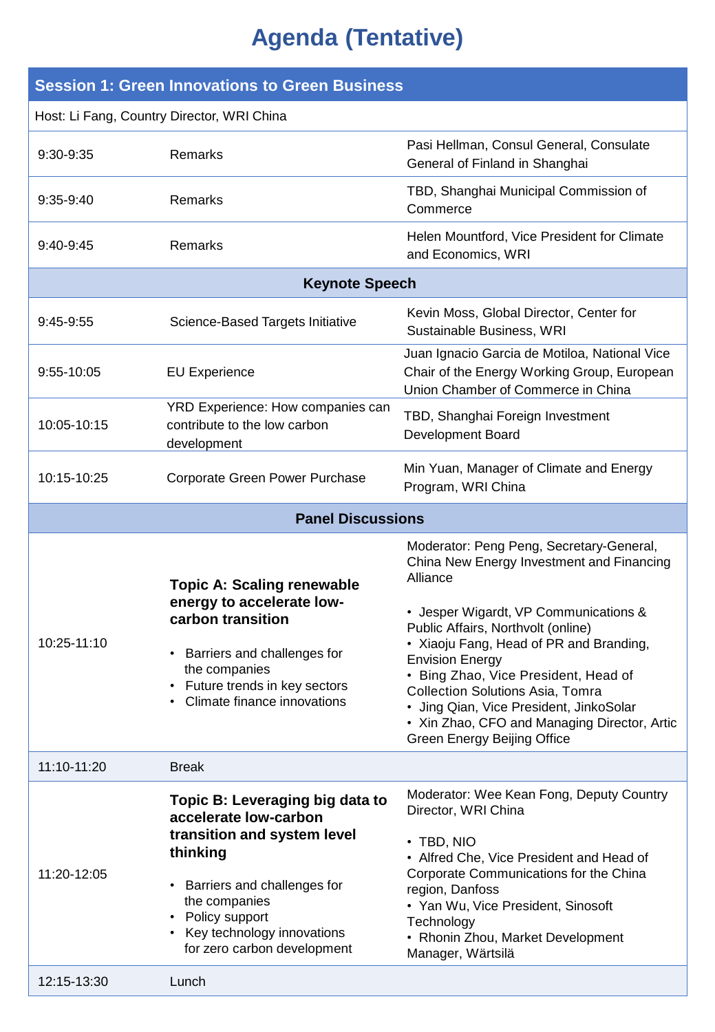# Agenda (Tentative)

| Session 1: Green Innovations to Green Business | | |
|---|---|---|
| Host: Li Fang, Country Director, WRI China | | |
| 9:30-9:35 | Remarks | Pasi Hellman, Consul General, Consulate General of Finland in Shanghai |
| 9:35-9:40 | Remarks | TBD, Shanghai Municipal Commission of Commerce |
| 9:40-9:45 | Remarks | Helen Mountford, Vice President for Climate and Economics, WRI |
| **Keynote Speech** | | |
| 9:45-9:55 | Science-Based Targets Initiative | Kevin Moss, Global Director, Center for Sustainable Business, WRI |
| 9:55-10:05 | EU Experience | Juan Ignacio Garcia de Motiloa, National Vice Chair of the Energy Working Group, European Union Chamber of Commerce in China |
| 10:05-10:15 | YRD Experience: How companies can contribute to the low carbon development | TBD, Shanghai Foreign Investment Development Board |
| 10:15-10:25 | Corporate Green Power Purchase | Min Yuan, Manager of Climate and Energy Program, WRI China |
| **Panel Discussions** | | |
| 10:25-11:10 | **Topic A: Scaling renewable energy to accelerate low-carbon transition**<br>• Barriers and challenges for the companies<br>• Future trends in key sectors<br>• Climate finance innovations | Moderator: Peng Peng, Secretary-General, China New Energy Investment and Financing Alliance<br><br>• Jesper Wigardt, VP Communications & Public Affairs, Northvolt (online)<br>• Xiaoju Fang, Head of PR and Branding, Envision Energy<br>• Bing Zhao, Vice President, Head of Collection Solutions Asia, Tomra<br>• Jing Qian, Vice President, JinkoSolar<br>• Xin Zhao, CFO and Managing Director, Artic Green Energy Beijing Office |
| 11:10-11:20 | Break | |
| 11:20-12:05 | **Topic B: Leveraging big data to accelerate low-carbon transition and system level thinking**<br>• Barriers and challenges for the companies<br>• Policy support<br>• Key technology innovations for zero carbon development | Moderator: Wee Kean Fong, Deputy Country Director, WRI China<br><br>• TBD, NIO<br>• Alfred Che, Vice President and Head of Corporate Communications for the China region, Danfoss<br>• Yan Wu, Vice President, Sinosoft Technology<br>• Rhonin Zhou, Market Development Manager, Wärtsilä |
| 12:15-13:30 | Lunch | |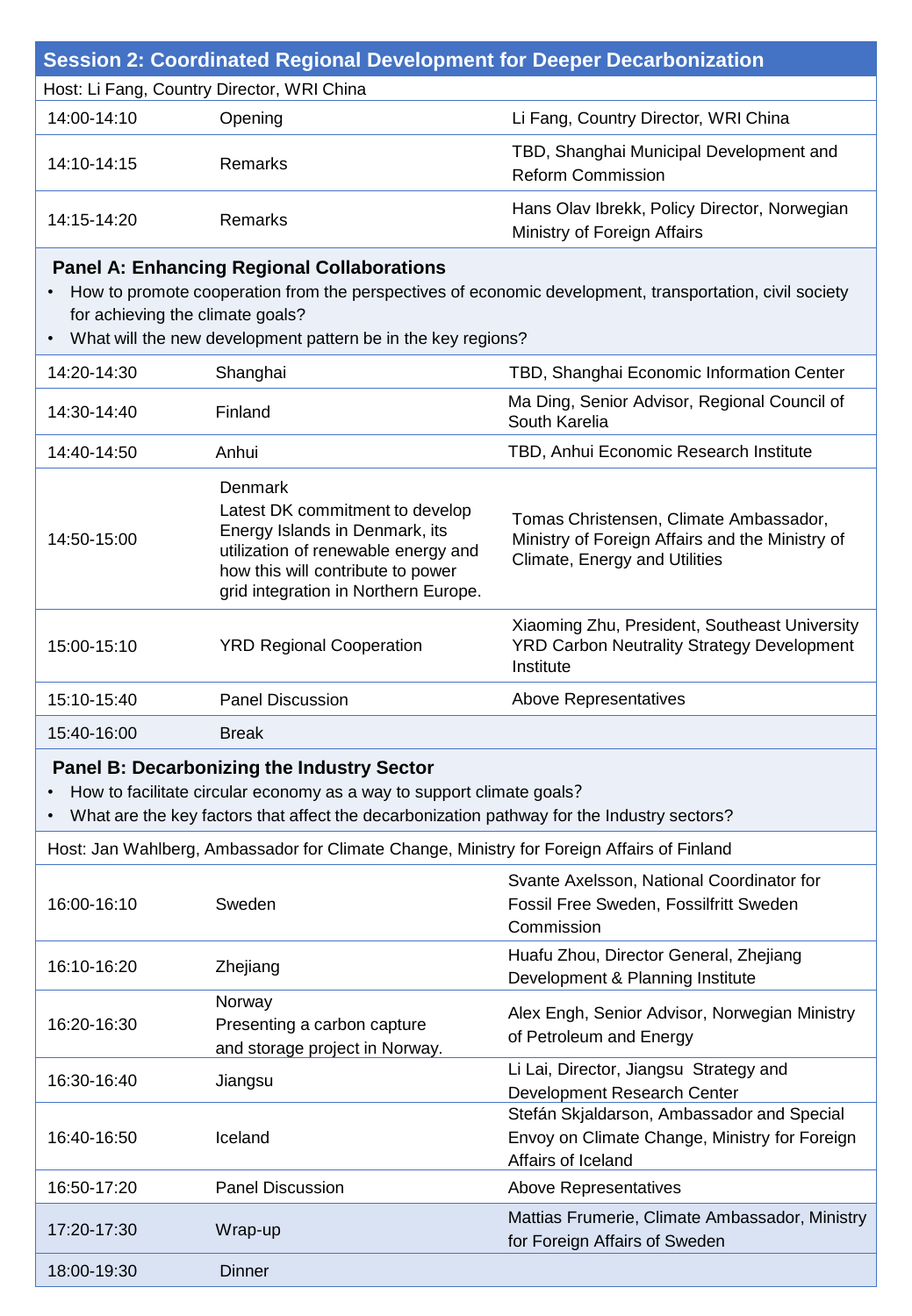## Session 2: Coordinated Regional Development for Deeper Decarbonization

Host: Li Fang, Country Director, WRI China

| | | |
|---|---|---|
| 14:00-14:10 | Opening | Li Fang, Country Director, WRI China |
| 14:10-14:15 | Remarks | TBD, Shanghai Municipal Development and Reform Commission |
| 14:15-14:20 | Remarks | Hans Olav Ibrekk, Policy Director, Norwegian Ministry of Foreign Affairs |

**Panel A: Enhancing Regional Collaborations**

- How to promote cooperation from the perspectives of economic development, transportation, civil society for achieving the climate goals?
- What will the new development pattern be in the key regions?

| | | |
|---|---|---|
| 14:20-14:30 | Shanghai | TBD, Shanghai Economic Information Center |
| 14:30-14:40 | Finland | Ma Ding, Senior Advisor, Regional Council of South Karelia |
| 14:40-14:50 | Anhui | TBD, Anhui Economic Research Institute |
| 14:50-15:00 | Denmark<br>Latest DK commitment to develop Energy Islands in Denmark, its utilization of renewable energy and how this will contribute to power grid integration in Northern Europe. | Tomas Christensen, Climate Ambassador, Ministry of Foreign Affairs and the Ministry of Climate, Energy and Utilities |
| 15:00-15:10 | YRD Regional Cooperation | Xiaoming Zhu, President, Southeast University YRD Carbon Neutrality Strategy Development Institute |
| 15:10-15:40 | Panel Discussion | Above Representatives |
| 15:40-16:00 | Break | |

**Panel B: Decarbonizing the Industry Sector**

- How to facilitate circular economy as a way to support climate goals?
- What are the key factors that affect the decarbonization pathway for the Industry sectors?

Host: Jan Wahlberg, Ambassador for Climate Change, Ministry for Foreign Affairs of Finland

| | | |
|---|---|---|
| 16:00-16:10 | Sweden | Svante Axelsson, National Coordinator for Fossil Free Sweden, Fossilfritt Sweden Commission |
| 16:10-16:20 | Zhejiang | Huafu Zhou, Director General, Zhejiang Development & Planning Institute |
| 16:20-16:30 | Norway<br>Presenting a carbon capture and storage project in Norway. | Alex Engh, Senior Advisor, Norwegian Ministry of Petroleum and Energy |
| 16:30-16:40 | Jiangsu | Li Lai, Director, Jiangsu Strategy and Development Research Center |
| 16:40-16:50 | Iceland | Stefán Skjaldarson, Ambassador and Special Envoy on Climate Change, Ministry for Foreign Affairs of Iceland |
| 16:50-17:20 | Panel Discussion | Above Representatives |
| 17:20-17:30 | Wrap-up | Mattias Frumerie, Climate Ambassador, Ministry for Foreign Affairs of Sweden |
| 18:00-19:30 | Dinner | |